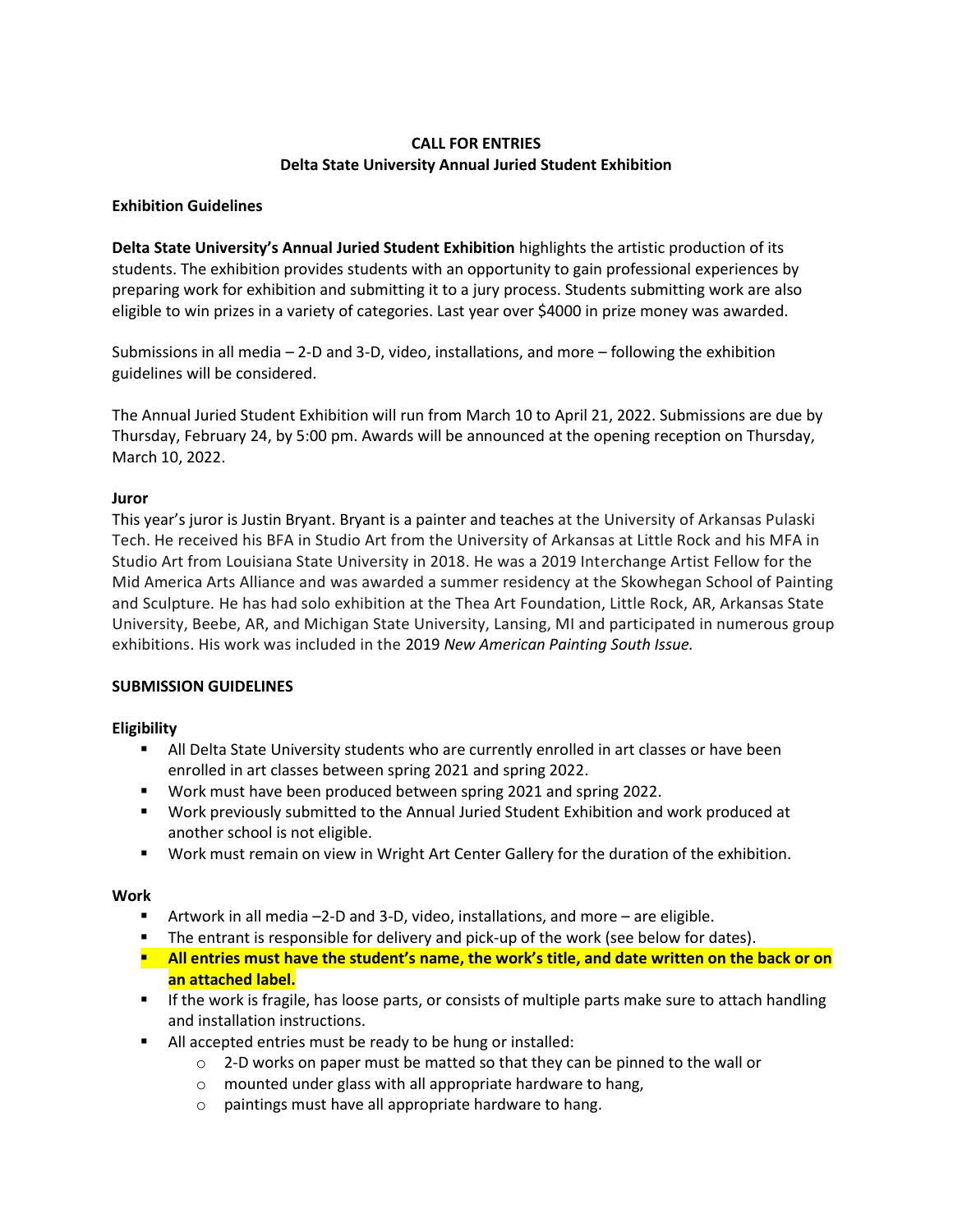**CALL FOR ENTRIES**
**Delta State University Annual Juried Student Exhibition**

**Exhibition Guidelines**

**Delta State University's Annual Juried Student Exhibition** highlights the artistic production of its students. The exhibition provides students with an opportunity to gain professional experiences by preparing work for exhibition and submitting it to a jury process. Students submitting work are also eligible to win prizes in a variety of categories. Last year over $4000 in prize money was awarded.

Submissions in all media – 2-D and 3-D, video, installations, and more – following the exhibition guidelines will be considered.

The Annual Juried Student Exhibition will run from March 10 to April 21, 2022. Submissions are due by Thursday, February 24, by 5:00 pm. Awards will be announced at the opening reception on Thursday, March 10, 2022.

**Juror**

This year's juror is Justin Bryant. Bryant is a painter and teaches at the University of Arkansas Pulaski Tech. He received his BFA in Studio Art from the University of Arkansas at Little Rock and his MFA in Studio Art from Louisiana State University in 2018. He was a 2019 Interchange Artist Fellow for the Mid America Arts Alliance and was awarded a summer residency at the Skowhegan School of Painting and Sculpture. He has had solo exhibition at the Thea Art Foundation, Little Rock, AR, Arkansas State University, Beebe, AR, and Michigan State University, Lansing, MI and participated in numerous group exhibitions. His work was included in the 2019 *New American Painting South Issue.*

**SUBMISSION GUIDELINES**

**Eligibility**

- All Delta State University students who are currently enrolled in art classes or have been enrolled in art classes between spring 2021 and spring 2022.
- Work must have been produced between spring 2021 and spring 2022.
- Work previously submitted to the Annual Juried Student Exhibition and work produced at another school is not eligible.
- Work must remain on view in Wright Art Center Gallery for the duration of the exhibition.

**Work**

- Artwork in all media –2-D and 3-D, video, installations, and more – are eligible.
- The entrant is responsible for delivery and pick-up of the work (see below for dates).
- **All entries must have the student's name, the work's title, and date written on the back or on an attached label.**
- If the work is fragile, has loose parts, or consists of multiple parts make sure to attach handling and installation instructions.
- All accepted entries must be ready to be hung or installed:
  - 2-D works on paper must be matted so that they can be pinned to the wall or
  - mounted under glass with all appropriate hardware to hang,
  - paintings must have all appropriate hardware to hang.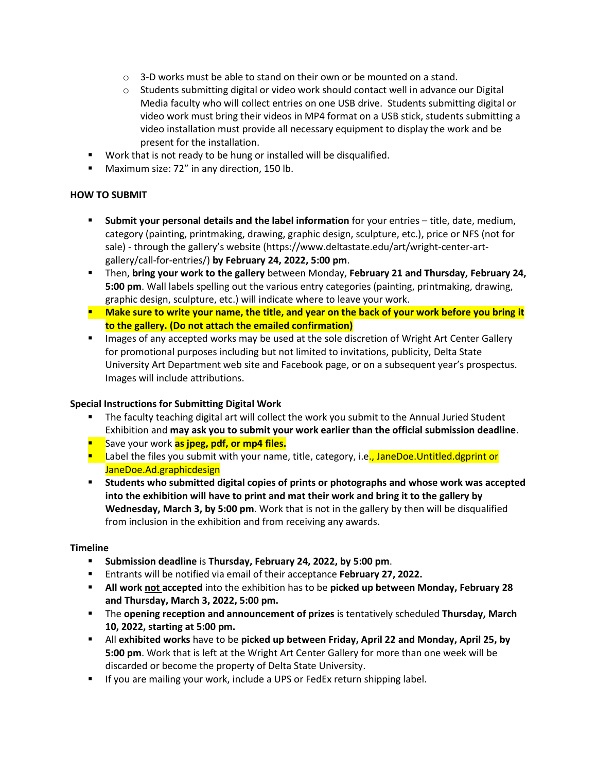- 3-D works must be able to stand on their own or be mounted on a stand.
    - Students submitting digital or video work should contact well in advance our Digital Media faculty who will collect entries on one USB drive. Students submitting digital or video work must bring their videos in MP4 format on a USB stick, students submitting a video installation must provide all necessary equipment to display the work and be present for the installation.
- Work that is not ready to be hung or installed will be disqualified.
- Maximum size: 72" in any direction, 150 lb.

**HOW TO SUBMIT**

- **Submit your personal details and the label information** for your entries – title, date, medium, category (painting, printmaking, drawing, graphic design, sculpture, etc.), price or NFS (not for sale) - through the gallery's website (https://www.deltastate.edu/art/wright-center-art-gallery/call-for-entries/) **by February 24, 2022, 5:00 pm**.
- Then, **bring your work to the gallery** between Monday, **February 21 and Thursday, February 24, 5:00 pm**. Wall labels spelling out the various entry categories (painting, printmaking, drawing, graphic design, sculpture, etc.) will indicate where to leave your work.
- **Make sure to write your name, the title, and year on the back of your work before you bring it to the gallery. (Do not attach the emailed confirmation)**
- Images of any accepted works may be used at the sole discretion of Wright Art Center Gallery for promotional purposes including but not limited to invitations, publicity, Delta State University Art Department web site and Facebook page, or on a subsequent year's prospectus. Images will include attributions.

**Special Instructions for Submitting Digital Work**

- The faculty teaching digital art will collect the work you submit to the Annual Juried Student Exhibition and **may ask you to submit your work earlier than the official submission deadline**.
- Save your work **as jpeg, pdf, or mp4 files.**
- Label the files you submit with your name, title, category, i.e., JaneDoe.Untitled.dgprint or JaneDoe.Ad.graphicdesign
- **Students who submitted digital copies of prints or photographs and whose work was accepted into the exhibition will have to print and mat their work and bring it to the gallery by Wednesday, March 3, by 5:00 pm**. Work that is not in the gallery by then will be disqualified from inclusion in the exhibition and from receiving any awards.

**Timeline**

- **Submission deadline** is **Thursday, February 24, 2022, by 5:00 pm**.
- Entrants will be notified via email of their acceptance **February 27, 2022.**
- **All work not accepted** into the exhibition has to be **picked up between Monday, February 28 and Thursday, March 3, 2022, 5:00 pm.**
- The **opening reception and announcement of prizes** is tentatively scheduled **Thursday, March 10, 2022, starting at 5:00 pm.**
- All **exhibited works** have to be **picked up between Friday, April 22 and Monday, April 25, by 5:00 pm**. Work that is left at the Wright Art Center Gallery for more than one week will be discarded or become the property of Delta State University.
- If you are mailing your work, include a UPS or FedEx return shipping label.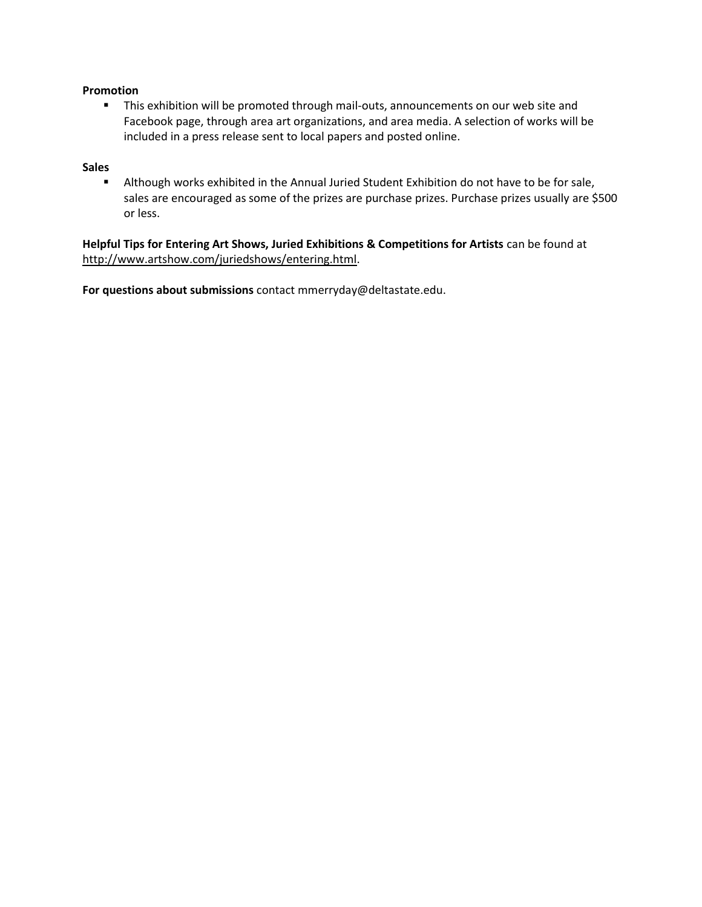**Promotion**

- This exhibition will be promoted through mail-outs, announcements on our web site and Facebook page, through area art organizations, and area media. A selection of works will be included in a press release sent to local papers and posted online.

**Sales**

- Although works exhibited in the Annual Juried Student Exhibition do not have to be for sale, sales are encouraged as some of the prizes are purchase prizes. Purchase prizes usually are $500 or less.

**Helpful Tips for Entering Art Shows, Juried Exhibitions & Competitions for Artists** can be found at http://www.artshow.com/juriedshows/entering.html.

**For questions about submissions** contact mmerryday@deltastate.edu.